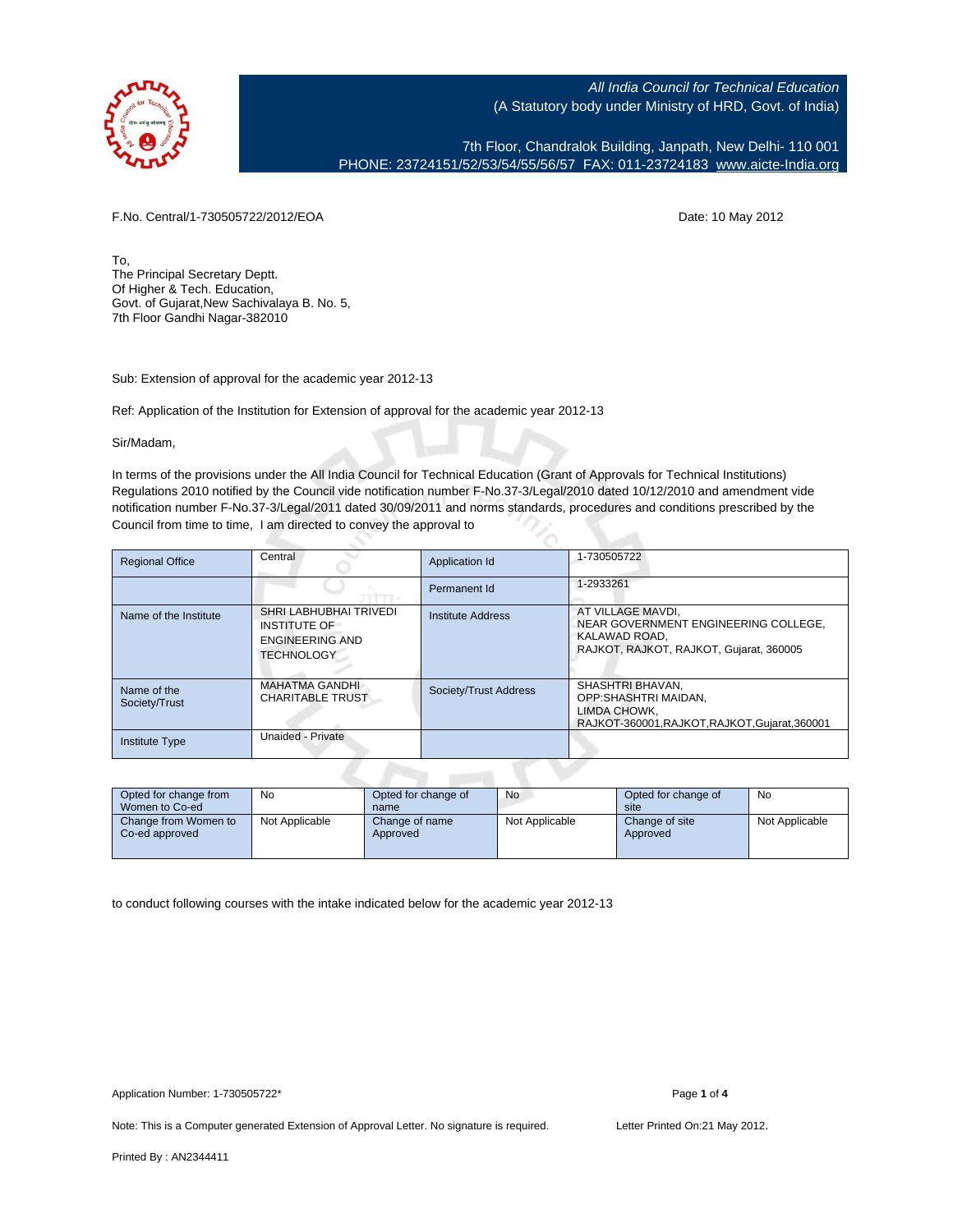All India Council for Technical Education
(A Statutory body under Ministry of HRD, Govt. of India)

7th Floor, Chandralok Building, Janpath, New Delhi- 110 001
PHONE: 23724151/52/53/54/55/56/57 FAX: 011-23724183 www.aicte-India.org

F.No. Central/1-730505722/2012/EOA

Date: 10 May 2012

To,
The Principal Secretary Deptt.
Of Higher & Tech. Education,
Govt. of Gujarat,New Sachivalaya B. No. 5,
7th Floor Gandhi Nagar-382010

Sub: Extension of approval for the academic year 2012-13

Ref: Application of the Institution for Extension of approval for the academic year 2012-13

Sir/Madam,

In terms of the provisions under the All India Council for Technical Education (Grant of Approvals for Technical Institutions) Regulations 2010 notified by the Council vide notification number F-No.37-3/Legal/2010 dated 10/12/2010 and amendment vide notification number F-No.37-3/Legal/2011 dated 30/09/2011 and norms standards, procedures and conditions prescribed by the Council from time to time, I am directed to convey the approval to

| Regional Office | Central | Application Id | 1-730505722 |
|---|---|---|---|
| | | Permanent Id | 1-2933261 |
| Name of the Institute | SHRI LABHUBHAI TRIVEDI INSTITUTE OF ENGINEERING AND TECHNOLOGY | Institute Address | AT VILLAGE MAVDI, NEAR GOVERNMENT ENGINEERING COLLEGE, KALAWAD ROAD, RAJKOT, RAJKOT, RAJKOT, Gujarat, 360005 |
| Name of the Society/Trust | MAHATMA GANDHI CHARITABLE TRUST | Society/Trust Address | SHASHTRI BHAVAN, OPP:SHASHTRI MAIDAN, LIMDA CHOWK, RAJKOT-360001,RAJKOT,RAJKOT,Gujarat,360001 |
| Institute Type | Unaided - Private | | |

| Opted for change from Women to Co-ed | No | Opted for change of name | No | Opted for change of site | No |
|---|---|---|---|---|---|
| Change from Women to Co-ed approved | Not Applicable | Change of name Approved | Not Applicable | Change of site Approved | Not Applicable |

to conduct following courses with the intake indicated below for the academic year 2012-13

Application Number: 1-730505722*

Note: This is a Computer generated Extension of Approval Letter. No signature is required.

Letter Printed On:21 May 2012.

Printed By : AN2344411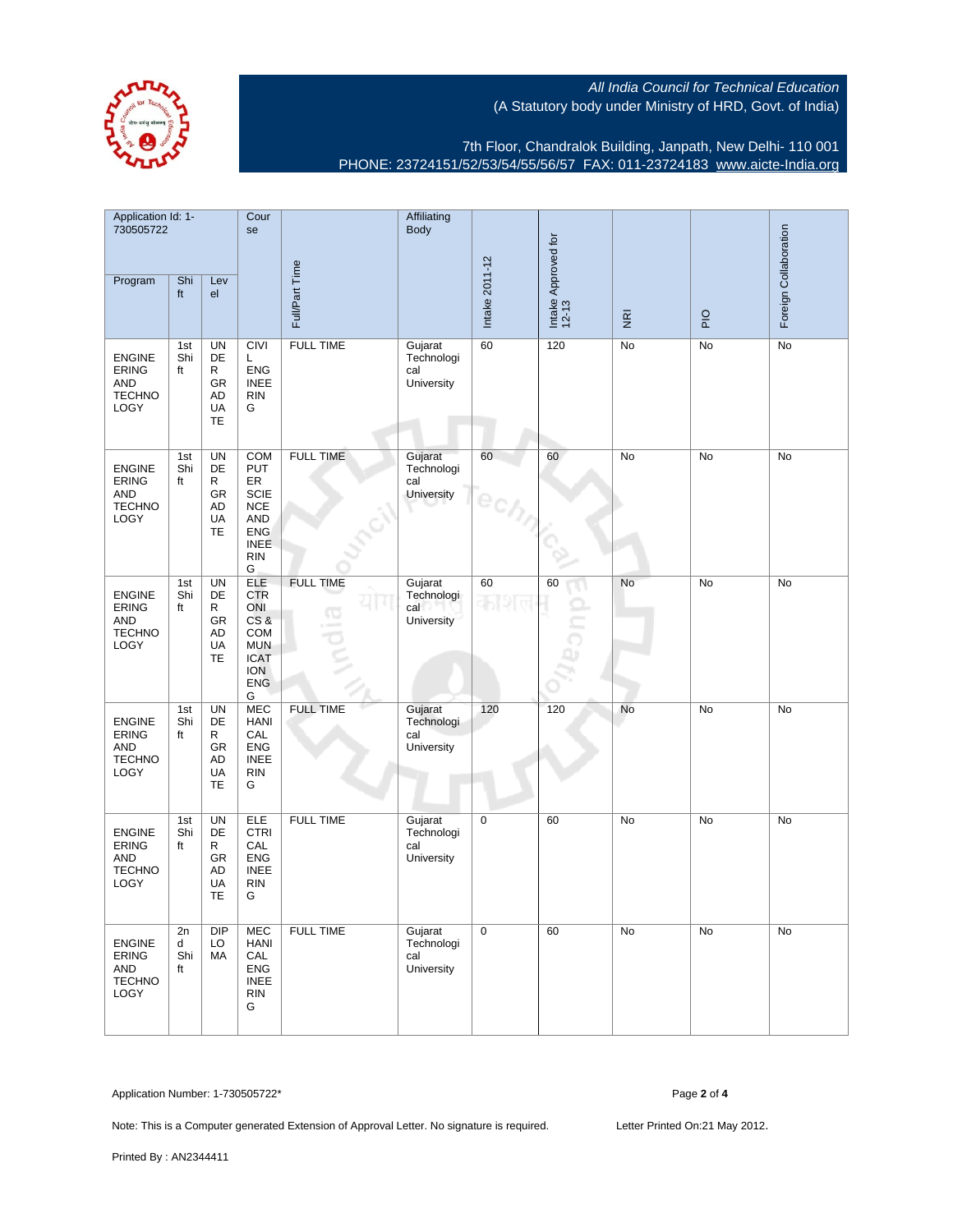All India Council for Technical Education
(A Statutory body under Ministry of HRD, Govt. of India)

7th Floor, Chandralok Building, Janpath, New Delhi- 110 001
PHONE: 23724151/52/53/54/55/56/57 FAX: 011-23724183 www.aicte-India.org

| Application Id: 1-730505722 | | | Course | Full/Part Time | Affiliating Body | Intake 2011-12 | Intake Approved for 12-13 | NRI | PIO | Foreign Collaboration |
|---|---|---|---|---|---|---|---|---|---|---|
| Program | Shift | Level | | | | | | | | |
| ENGINEERING AND TECHNOLOGY | 1st Shift | UNDER GRADUATE | CIVIL ENGINEERING | FULL TIME | Gujarat Technological University | 60 | 120 | No | No | No |
| ENGINEERING AND TECHNOLOGY | 1st Shift | UNDER GRADUATE | COMPUTER SCIENCE AND ENGINEERING | FULL TIME | Gujarat Technological University | 60 | 60 | No | No | No |
| ENGINEERING AND TECHNOLOGY | 1st Shift | UNDER GRADUATE | ELECTRONICS & COMMUNICATION ENGG | FULL TIME | Gujarat Technological University | 60 | 60 | No | No | No |
| ENGINEERING AND TECHNOLOGY | 1st Shift | UNDER GRADUATE | MECHANICAL ENGINEERING | FULL TIME | Gujarat Technological University | 120 | 120 | No | No | No |
| ENGINEERING AND TECHNOLOGY | 1st Shift | UNDER GRADUATE | ELECTRICAL ENGINEERING | FULL TIME | Gujarat Technological University | 0 | 60 | No | No | No |
| ENGINEERING AND TECHNOLOGY | 2nd Shift | DIPLOMA | MECHANICAL ENGINEERING | FULL TIME | Gujarat Technological University | 0 | 60 | No | No | No |

Application Number: 1-730505722*

Note: This is a Computer generated Extension of Approval Letter. No signature is required.

Letter Printed On:21 May 2012.

Printed By : AN2344411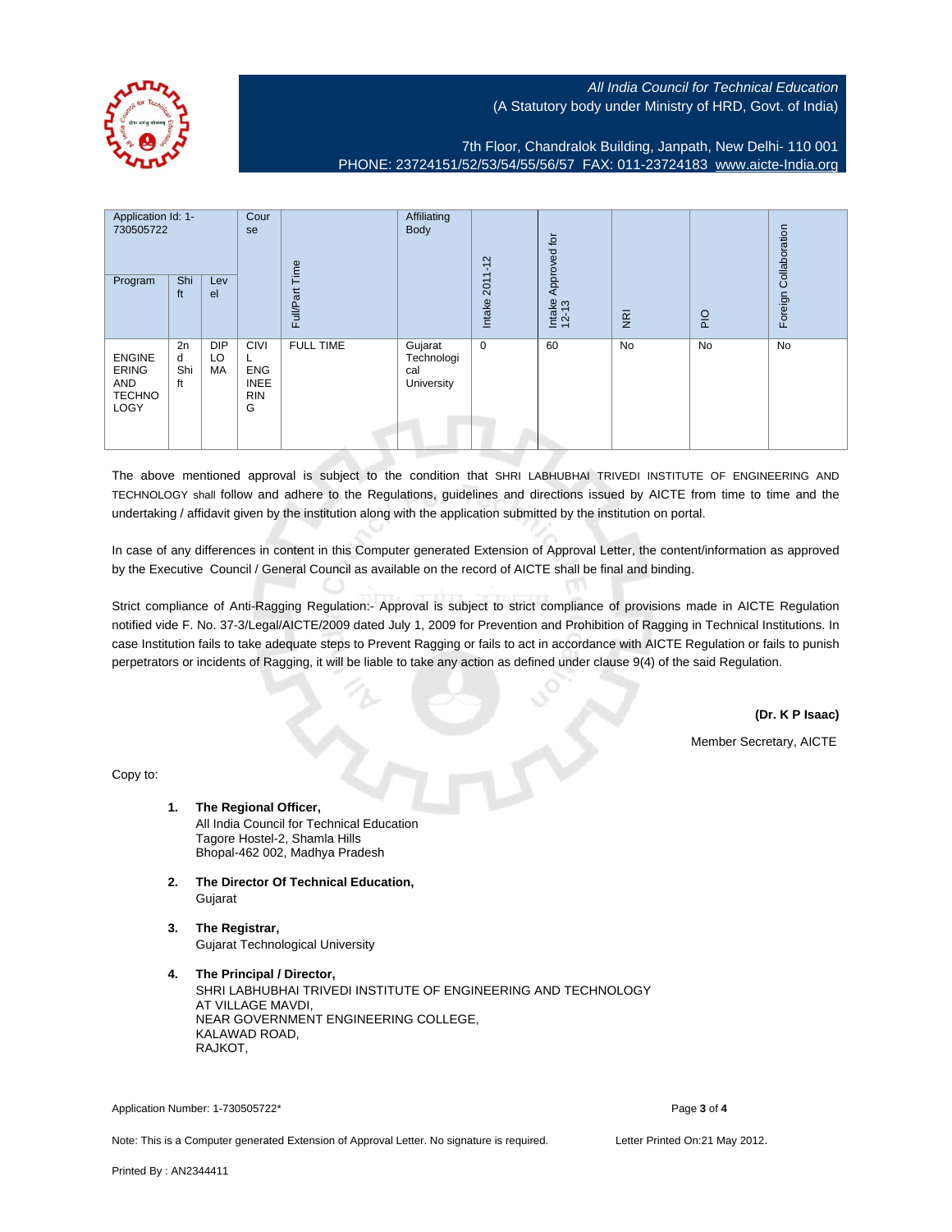All India Council for Technical Education
(A Statutory body under Ministry of HRD, Govt. of India)

7th Floor, Chandralok Building, Janpath, New Delhi- 110 001
PHONE: 23724151/52/53/54/55/56/57 FAX: 011-23724183 www.aicte-India.org

| Application Id: 1-730505722 | | | Course | Full/Part Time | Affiliating Body | Intake 2011-12 | Intake Approved for 12-13 | NRI | PIO | Foreign Collaboration |
|---|---|---|---|---|---|---|---|---|---|---|
| Program | Shift | Level | | | | | | | | |
| ENGINEERING AND TECHNOLOGY | 2nd Shift | DIPLOMA | CIVIL ENGINEERING | FULL TIME | Gujarat Technological University | 0 | 60 | No | No | No |

The above mentioned approval is subject to the condition that SHRI LABHUBHAI TRIVEDI INSTITUTE OF ENGINEERING AND TECHNOLOGY shall follow and adhere to the Regulations, guidelines and directions issued by AICTE from time to time and the undertaking / affidavit given by the institution along with the application submitted by the institution on portal.

In case of any differences in content in this Computer generated Extension of Approval Letter, the content/information as approved by the Executive Council / General Council as available on the record of AICTE shall be final and binding.

Strict compliance of Anti-Ragging Regulation:- Approval is subject to strict compliance of provisions made in AICTE Regulation notified vide F. No. 37-3/Legal/AICTE/2009 dated July 1, 2009 for Prevention and Prohibition of Ragging in Technical Institutions. In case Institution fails to take adequate steps to Prevent Ragging or fails to act in accordance with AICTE Regulation or fails to punish perpetrators or incidents of Ragging, it will be liable to take any action as defined under clause 9(4) of the said Regulation.

**(Dr. K P Isaac)**

Member Secretary, AICTE

Copy to:

1. **The Regional Officer,**
   All India Council for Technical Education
   Tagore Hostel-2, Shamla Hills
   Bhopal-462 002, Madhya Pradesh

2. **The Director Of Technical Education,**
   Gujarat

3. **The Registrar,**
   Gujarat Technological University

4. **The Principal / Director,**
   SHRI LABHUBHAI TRIVEDI INSTITUTE OF ENGINEERING AND TECHNOLOGY
   AT VILLAGE MAVDI,
   NEAR GOVERNMENT ENGINEERING COLLEGE,
   KALAWAD ROAD,
   RAJKOT,

Application Number: 1-730505722*

Note: This is a Computer generated Extension of Approval Letter. No signature is required. Letter Printed On:21 May 2012.

Printed By : AN2344411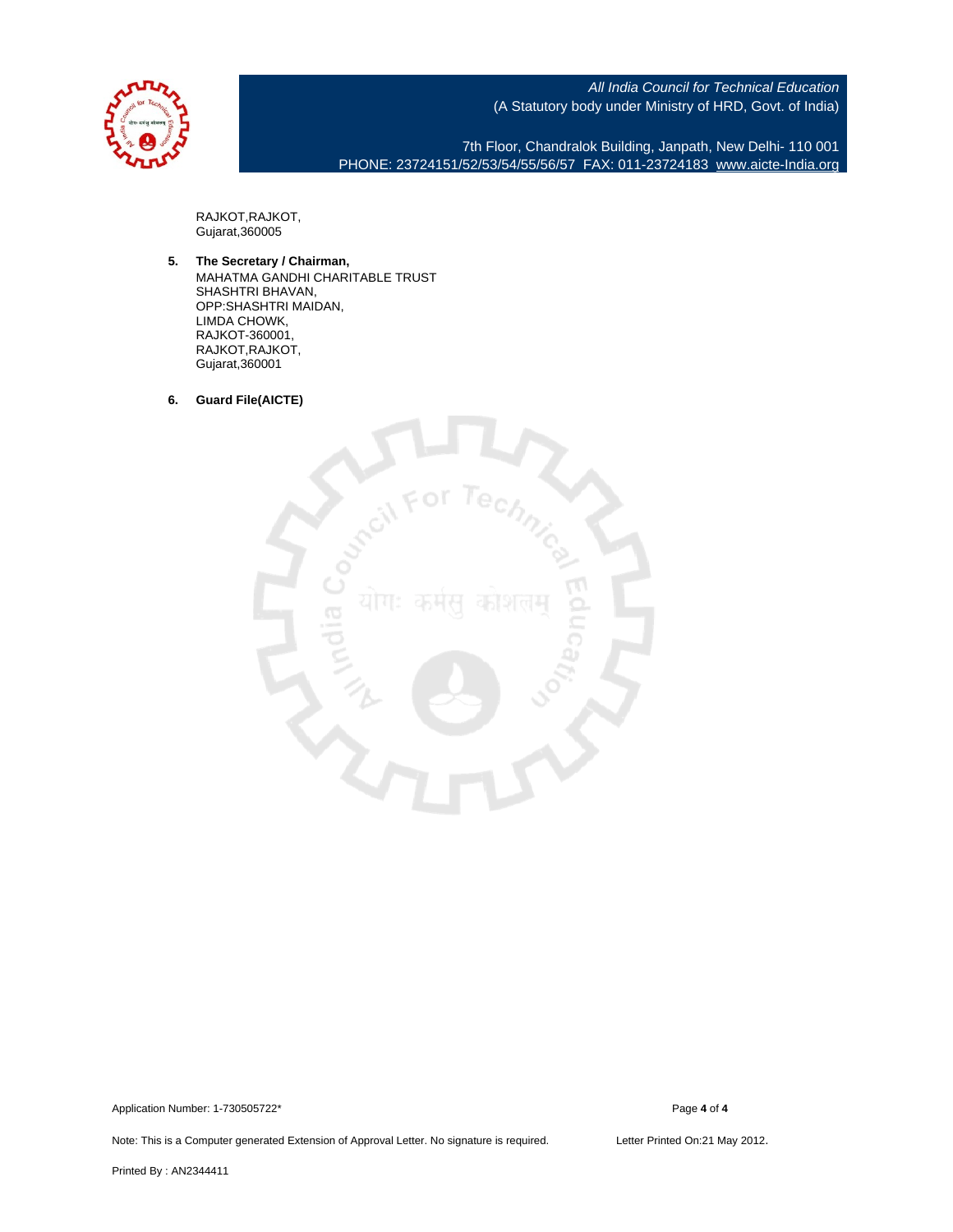RAJKOT,RAJKOT,
Gujarat,360005

5. **The Secretary / Chairman,**
   MAHATMA GANDHI CHARITABLE TRUST
   SHASHTRI BHAVAN,
   OPP:SHASHTRI MAIDAN,
   LIMDA CHOWK,
   RAJKOT-360001,
   RAJKOT,RAJKOT,
   Gujarat,360001

6. **Guard File(AICTE)**

Application Number: 1-730505722*

Note: This is a Computer generated Extension of Approval Letter. No signature is required.

Letter Printed On:21 May 2012.

Printed By : AN2344411